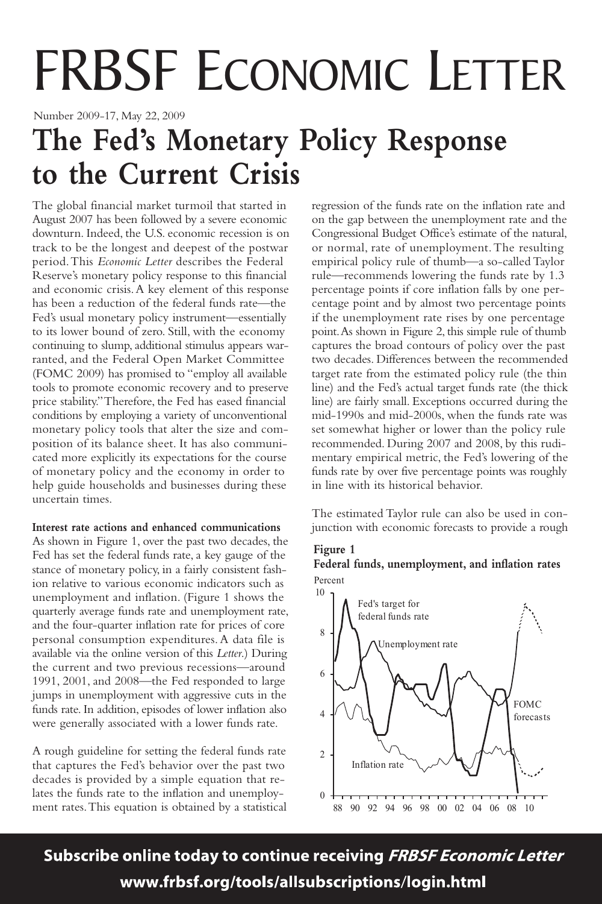# FRBSF Economic Letter

Number 2009-17, May 22, 2009

## The Fed's Monetary Policy Response to the Current Crisis

The global financial market turmoil that started in August 2007 has been followed by a severe economic downturn. Indeed, the U.S. economic recession is on track to be the longest and deepest of the postwar period. This *Economic Letter* describes the Federal Reserve's monetary policy response to this financial and economic crisis. A key element of this response has been a reduction of the federal funds rate—the Fed's usual monetary policy instrument—essentially to its lower bound of zero. Still, with the economy continuing to slump, additional stimulus appears warranted, and the Federal Open Market Committee (FOMC 2009) has promised to "employ all available tools to promote economic recovery and to preserve price stability." Therefore, the Fed has eased financial conditions by employing a variety of unconventional monetary policy tools that alter the size and composition of its balance sheet. It has also communicated more explicitly its expectations for the course of monetary policy and the economy in order to help guide households and businesses during these uncertain times.

**Interest rate actions and enhanced communications**

As shown in Figure 1, over the past two decades, the Fed has set the federal funds rate, a key gauge of the stance of monetary policy, in a fairly consistent fashion relative to various economic indicators such as unemployment and inflation. (Figure 1 shows the quarterly average funds rate and unemployment rate, and the four-quarter inflation rate for prices of core personal consumption expenditures. A data file is available via the online version of this *Letter*.) During the current and two previous recessions—around 1991, 2001, and 2008—the Fed responded to large jumps in unemployment with aggressive cuts in the funds rate. In addition, episodes of lower inflation also were generally associated with a lower funds rate.

A rough guideline for setting the federal funds rate that captures the Fed's behavior over the past two decades is provided by a simple equation that relates the funds rate to the inflation and unemployment rates. This equation is obtained by a statistical regression of the funds rate on the inflation rate and on the gap between the unemployment rate and the Congressional Budget Office's estimate of the natural, or normal, rate of unemployment. The resulting empirical policy rule of thumb—a so-called Taylor rule—recommends lowering the funds rate by 1.3 percentage points if core inflation falls by one percentage point and by almost two percentage points if the unemployment rate rises by one percentage point. As shown in Figure 2, this simple rule of thumb captures the broad contours of policy over the past two decades. Differences between the recommended target rate from the estimated policy rule (the thin line) and the Fed's actual target funds rate (the thick line) are fairly small. Exceptions occurred during the mid-1990s and mid-2000s, when the funds rate was set somewhat higher or lower than the policy rule recommended. During 2007 and 2008, by this rudimentary empirical metric, the Fed's lowering of the funds rate by over five percentage points was roughly in line with its historical behavior.

The estimated Taylor rule can also be used in conjunction with economic forecasts to provide a rough

**Figure 1**
**Federal funds, unemployment, and inflation rates**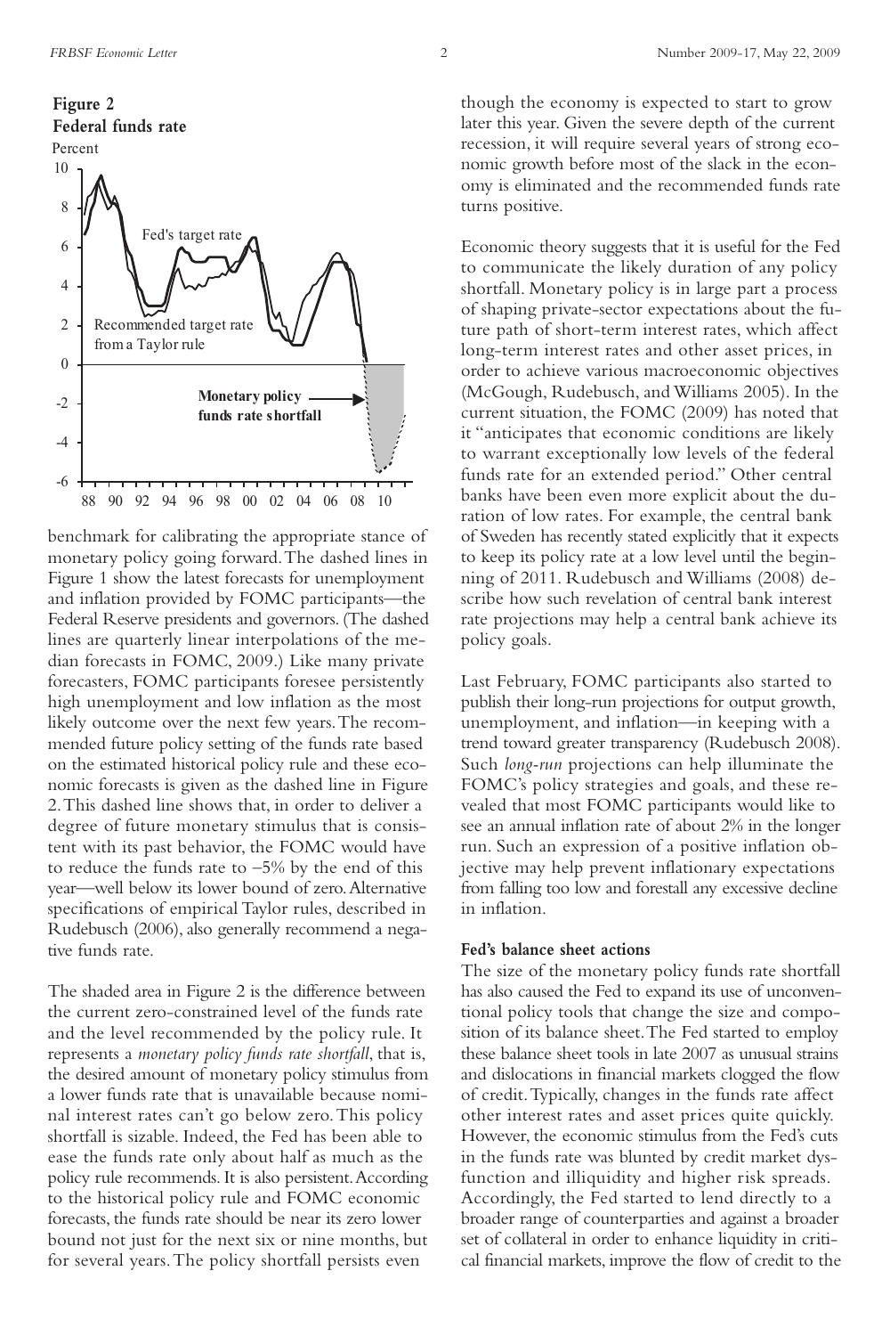**Figure 2**
**Federal funds rate**

benchmark for calibrating the appropriate stance of monetary policy going forward. The dashed lines in Figure 1 show the latest forecasts for unemployment and inflation provided by FOMC participants—the Federal Reserve presidents and governors. (The dashed lines are quarterly linear interpolations of the median forecasts in FOMC, 2009.) Like many private forecasters, FOMC participants foresee persistently high unemployment and low inflation as the most likely outcome over the next few years. The recommended future policy setting of the funds rate based on the estimated historical policy rule and these economic forecasts is given as the dashed line in Figure 2. This dashed line shows that, in order to deliver a degree of future monetary stimulus that is consistent with its past behavior, the FOMC would have to reduce the funds rate to −5% by the end of this year—well below its lower bound of zero. Alternative specifications of empirical Taylor rules, described in Rudebusch (2006), also generally recommend a negative funds rate.

The shaded area in Figure 2 is the difference between the current zero-constrained level of the funds rate and the level recommended by the policy rule. It represents a *monetary policy funds rate shortfall*, that is, the desired amount of monetary policy stimulus from a lower funds rate that is unavailable because nominal interest rates can't go below zero. This policy shortfall is sizable. Indeed, the Fed has been able to ease the funds rate only about half as much as the policy rule recommends. It is also persistent. According to the historical policy rule and FOMC economic forecasts, the funds rate should be near its zero lower bound not just for the next six or nine months, but for several years. The policy shortfall persists even though the economy is expected to start to grow later this year. Given the severe depth of the current recession, it will require several years of strong economic growth before most of the slack in the economy is eliminated and the recommended funds rate turns positive.

Economic theory suggests that it is useful for the Fed to communicate the likely duration of any policy shortfall. Monetary policy is in large part a process of shaping private-sector expectations about the future path of short-term interest rates, which affect long-term interest rates and other asset prices, in order to achieve various macroeconomic objectives (McGough, Rudebusch, and Williams 2005). In the current situation, the FOMC (2009) has noted that it "anticipates that economic conditions are likely to warrant exceptionally low levels of the federal funds rate for an extended period." Other central banks have been even more explicit about the duration of low rates. For example, the central bank of Sweden has recently stated explicitly that it expects to keep its policy rate at a low level until the beginning of 2011. Rudebusch and Williams (2008) describe how such revelation of central bank interest rate projections may help a central bank achieve its policy goals.

Last February, FOMC participants also started to publish their long-run projections for output growth, unemployment, and inflation—in keeping with a trend toward greater transparency (Rudebusch 2008). Such *long-run* projections can help illuminate the FOMC's policy strategies and goals, and these revealed that most FOMC participants would like to see an annual inflation rate of about 2% in the longer run. Such an expression of a positive inflation objective may help prevent inflationary expectations from falling too low and forestall any excessive decline in inflation.

**Fed's balance sheet actions**

The size of the monetary policy funds rate shortfall has also caused the Fed to expand its use of unconventional policy tools that change the size and composition of its balance sheet. The Fed started to employ these balance sheet tools in late 2007 as unusual strains and dislocations in financial markets clogged the flow of credit. Typically, changes in the funds rate affect other interest rates and asset prices quite quickly. However, the economic stimulus from the Fed's cuts in the funds rate was blunted by credit market dysfunction and illiquidity and higher risk spreads. Accordingly, the Fed started to lend directly to a broader range of counterparties and against a broader set of collateral in order to enhance liquidity in critical financial markets, improve the flow of credit to the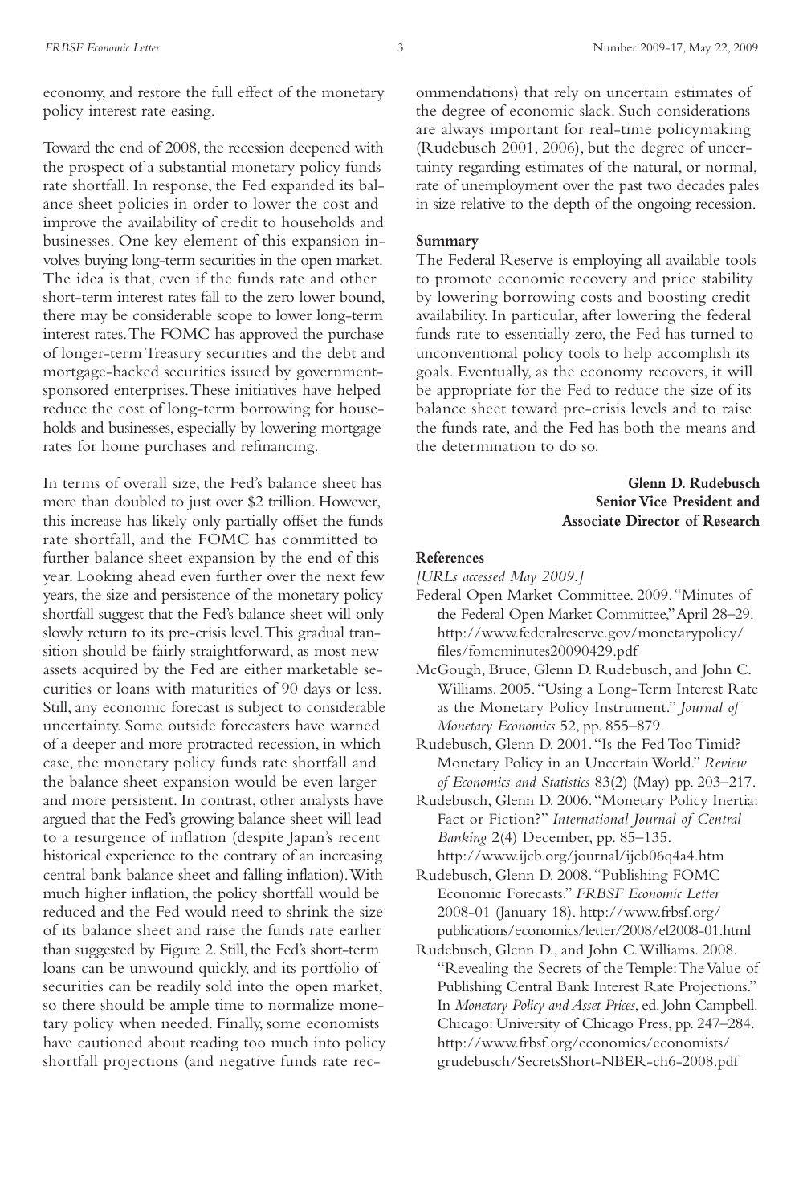economy, and restore the full effect of the monetary policy interest rate easing.

Toward the end of 2008, the recession deepened with the prospect of a substantial monetary policy funds rate shortfall. In response, the Fed expanded its balance sheet policies in order to lower the cost and improve the availability of credit to households and businesses. One key element of this expansion involves buying long-term securities in the open market. The idea is that, even if the funds rate and other short-term interest rates fall to the zero lower bound, there may be considerable scope to lower long-term interest rates. The FOMC has approved the purchase of longer-term Treasury securities and the debt and mortgage-backed securities issued by government-sponsored enterprises. These initiatives have helped reduce the cost of long-term borrowing for households and businesses, especially by lowering mortgage rates for home purchases and refinancing.

In terms of overall size, the Fed's balance sheet has more than doubled to just over $2 trillion. However, this increase has likely only partially offset the funds rate shortfall, and the FOMC has committed to further balance sheet expansion by the end of this year. Looking ahead even further over the next few years, the size and persistence of the monetary policy shortfall suggest that the Fed's balance sheet will only slowly return to its pre-crisis level. This gradual transition should be fairly straightforward, as most new assets acquired by the Fed are either marketable securities or loans with maturities of 90 days or less. Still, any economic forecast is subject to considerable uncertainty. Some outside forecasters have warned of a deeper and more protracted recession, in which case, the monetary policy funds rate shortfall and the balance sheet expansion would be even larger and more persistent. In contrast, other analysts have argued that the Fed's growing balance sheet will lead to a resurgence of inflation (despite Japan's recent historical experience to the contrary of an increasing central bank balance sheet and falling inflation). With much higher inflation, the policy shortfall would be reduced and the Fed would need to shrink the size of its balance sheet and raise the funds rate earlier than suggested by Figure 2. Still, the Fed's short-term loans can be unwound quickly, and its portfolio of securities can be readily sold into the open market, so there should be ample time to normalize monetary policy when needed. Finally, some economists have cautioned about reading too much into policy shortfall projections (and negative funds rate recommendations) that rely on uncertain estimates of the degree of economic slack. Such considerations are always important for real-time policymaking (Rudebusch 2001, 2006), but the degree of uncertainty regarding estimates of the natural, or normal, rate of unemployment over the past two decades pales in size relative to the depth of the ongoing recession.

## Summary

The Federal Reserve is employing all available tools to promote economic recovery and price stability by lowering borrowing costs and boosting credit availability. In particular, after lowering the federal funds rate to essentially zero, the Fed has turned to unconventional policy tools to help accomplish its goals. Eventually, as the economy recovers, it will be appropriate for the Fed to reduce the size of its balance sheet toward pre-crisis levels and to raise the funds rate, and the Fed has both the means and the determination to do so.

**Glenn D. Rudebusch**
**Senior Vice President and**
**Associate Director of Research**

## References

*[URLs accessed May 2009.]*

Federal Open Market Committee. 2009. "Minutes of the Federal Open Market Committee," April 28–29. http://www.federalreserve.gov/monetarypolicy/files/fomcminutes20090429.pdf

McGough, Bruce, Glenn D. Rudebusch, and John C. Williams. 2005. "Using a Long-Term Interest Rate as the Monetary Policy Instrument." *Journal of Monetary Economics* 52, pp. 855–879.

Rudebusch, Glenn D. 2001. "Is the Fed Too Timid? Monetary Policy in an Uncertain World." *Review of Economics and Statistics* 83(2) (May) pp. 203–217.

Rudebusch, Glenn D. 2006. "Monetary Policy Inertia: Fact or Fiction?" *International Journal of Central Banking* 2(4) December, pp. 85–135. http://www.ijcb.org/journal/ijcb06q4a4.htm

Rudebusch, Glenn D. 2008. "Publishing FOMC Economic Forecasts." *FRBSF Economic Letter* 2008-01 (January 18). http://www.frbsf.org/publications/economics/letter/2008/el2008-01.html

Rudebusch, Glenn D., and John C. Williams. 2008. "Revealing the Secrets of the Temple: The Value of Publishing Central Bank Interest Rate Projections." In *Monetary Policy and Asset Prices*, ed. John Campbell. Chicago: University of Chicago Press, pp. 247–284. http://www.frbsf.org/economics/economists/grudebusch/SecretsShort-NBER-ch6-2008.pdf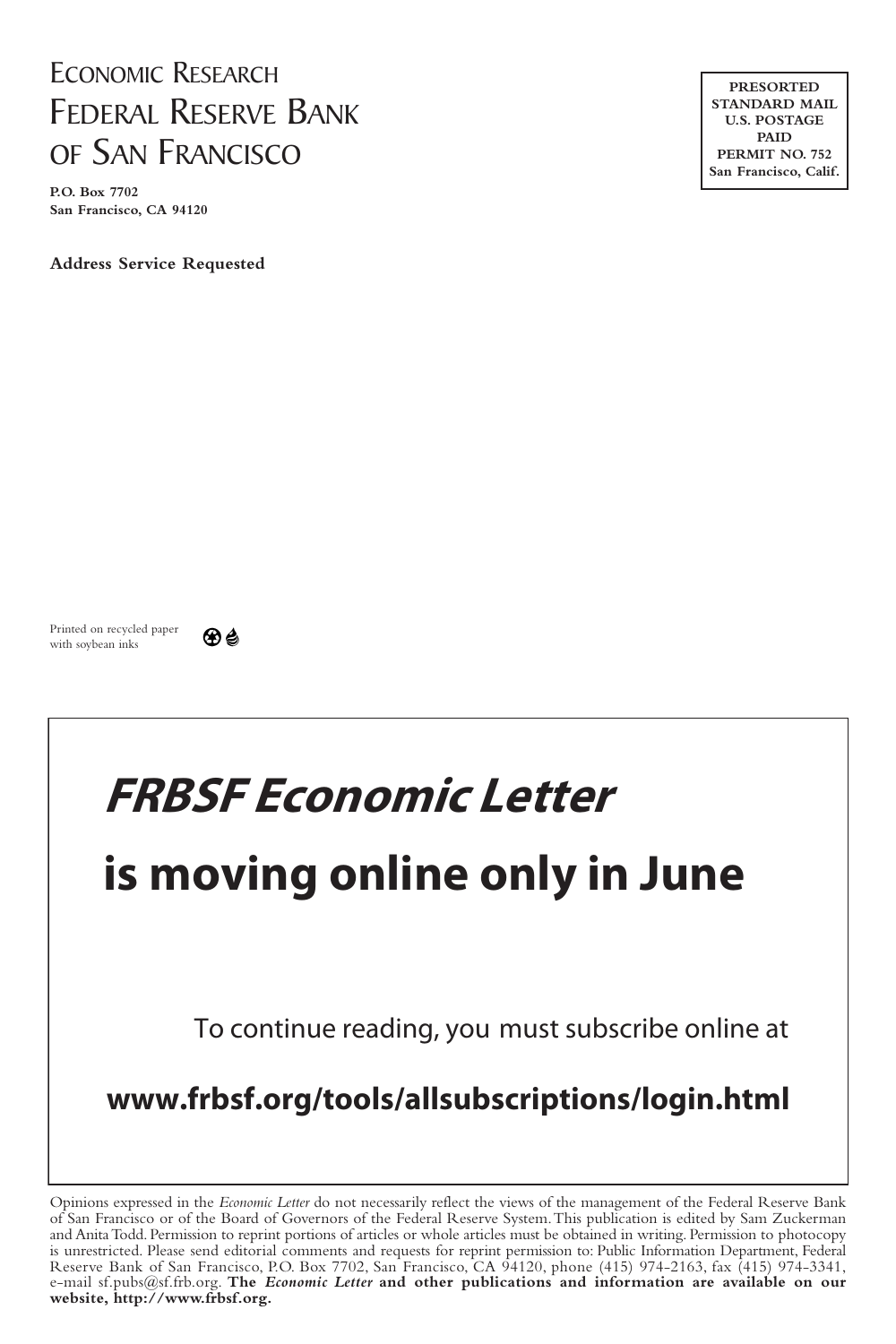ECONOMIC RESEARCH
FEDERAL RESERVE BANK
OF SAN FRANCISCO

**P.O. Box 7702**
**San Francisco, CA 94120**

**Address Service Requested**

**PRESORTED**
**STANDARD MAIL**
**U.S. POSTAGE**
**PAID**
**PERMIT NO. 752**
**San Francisco, Calif.**

Printed on recycled paper
with soybean inks

# *FRBSF Economic Letter*

# is moving online only in June

To continue reading, you must subscribe online at

**www.frbsf.org/tools/allsubscriptions/login.html**

Opinions expressed in the *Economic Letter* do not necessarily reflect the views of the management of the Federal Reserve Bank of San Francisco or of the Board of Governors of the Federal Reserve System. This publication is edited by Sam Zuckerman and Anita Todd. Permission to reprint portions of articles or whole articles must be obtained in writing. Permission to photocopy is unrestricted. Please send editorial comments and requests for reprint permission to: Public Information Department, Federal Reserve Bank of San Francisco, P.O. Box 7702, San Francisco, CA 94120, phone (415) 974-2163, fax (415) 974-3341, e-mail sf.pubs@sf.frb.org. **The *Economic Letter* and other publications and information are available on our website, http://www.frbsf.org.**